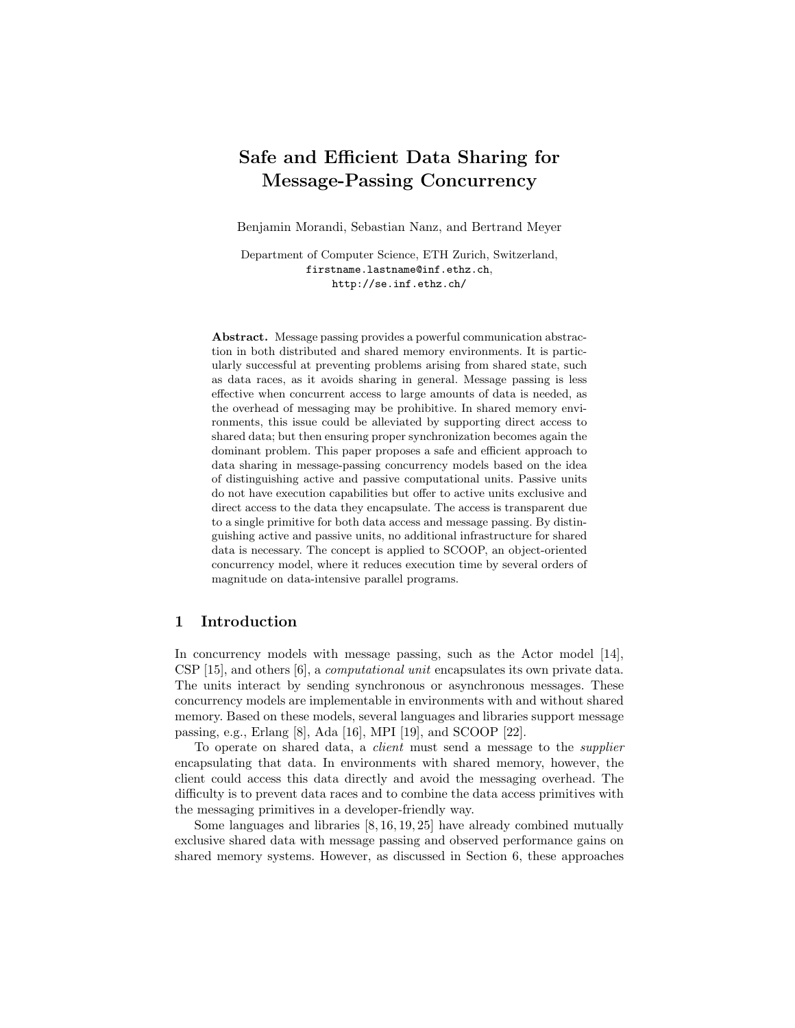# Safe and Efficient Data Sharing for Message-Passing Concurrency

Benjamin Morandi, Sebastian Nanz, and Bertrand Meyer

Department of Computer Science, ETH Zurich, Switzerland,
firstname.lastname@inf.ethz.ch,
http://se.inf.ethz.ch/

**Abstract.** Message passing provides a powerful communication abstraction in both distributed and shared memory environments. It is particularly successful at preventing problems arising from shared state, such as data races, as it avoids sharing in general. Message passing is less effective when concurrent access to large amounts of data is needed, as the overhead of messaging may be prohibitive. In shared memory environments, this issue could be alleviated by supporting direct access to shared data; but then ensuring proper synchronization becomes again the dominant problem. This paper proposes a safe and efficient approach to data sharing in message-passing concurrency models based on the idea of distinguishing active and passive computational units. Passive units do not have execution capabilities but offer to active units exclusive and direct access to the data they encapsulate. The access is transparent due to a single primitive for both data access and message passing. By distinguishing active and passive units, no additional infrastructure for shared data is necessary. The concept is applied to SCOOP, an object-oriented concurrency model, where it reduces execution time by several orders of magnitude on data-intensive parallel programs.

## 1 Introduction

In concurrency models with message passing, such as the Actor model [14], CSP [15], and others [6], a *computational unit* encapsulates its own private data. The units interact by sending synchronous or asynchronous messages. These concurrency models are implementable in environments with and without shared memory. Based on these models, several languages and libraries support message passing, e.g., Erlang [8], Ada [16], MPI [19], and SCOOP [22].

To operate on shared data, a *client* must send a message to the *supplier* encapsulating that data. In environments with shared memory, however, the client could access this data directly and avoid the messaging overhead. The difficulty is to prevent data races and to combine the data access primitives with the messaging primitives in a developer-friendly way.

Some languages and libraries [8, 16, 19, 25] have already combined mutually exclusive shared data with message passing and observed performance gains on shared memory systems. However, as discussed in Section 6, these approaches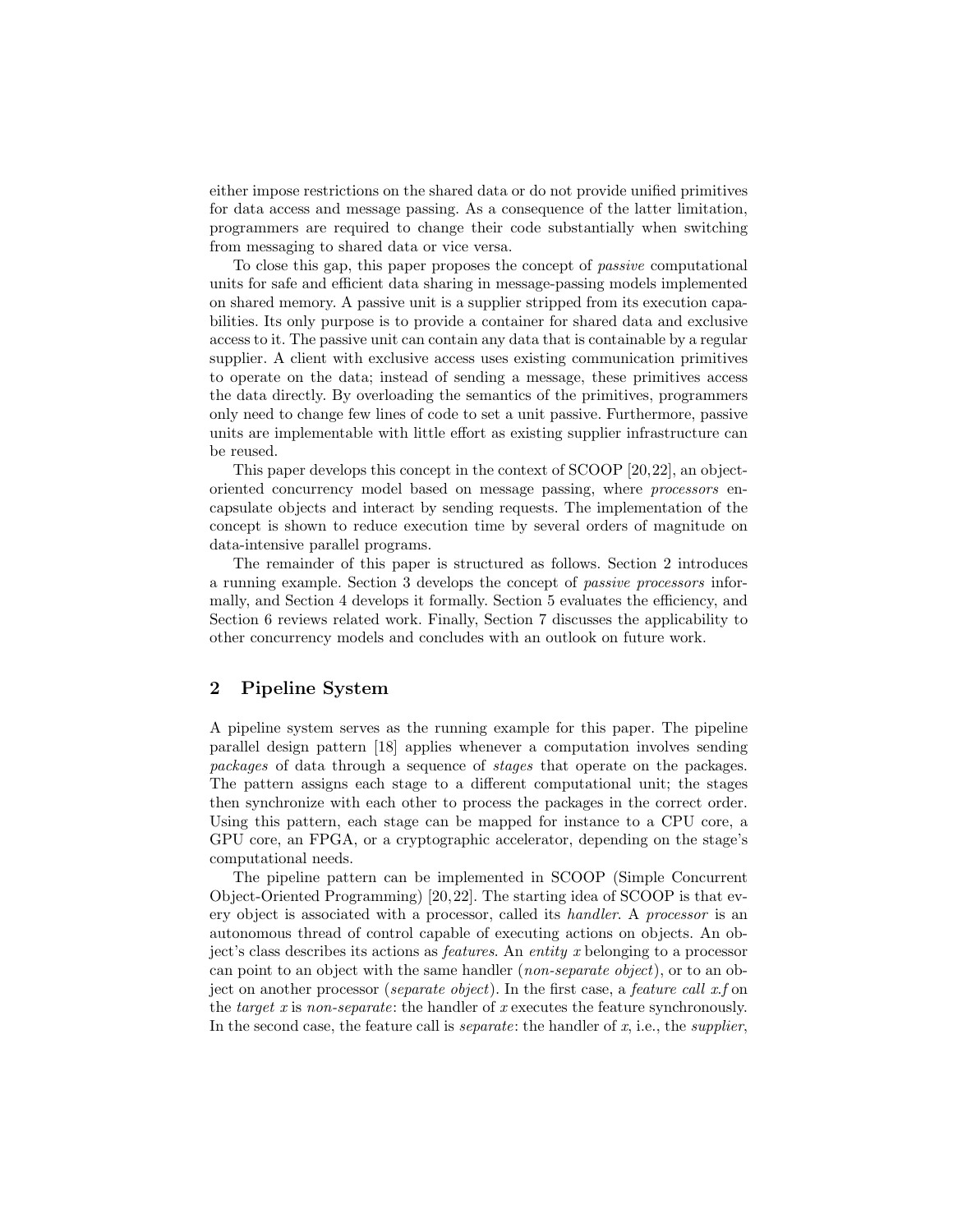either impose restrictions on the shared data or do not provide unified primitives for data access and message passing. As a consequence of the latter limitation, programmers are required to change their code substantially when switching from messaging to shared data or vice versa.

To close this gap, this paper proposes the concept of *passive* computational units for safe and efficient data sharing in message-passing models implemented on shared memory. A passive unit is a supplier stripped from its execution capabilities. Its only purpose is to provide a container for shared data and exclusive access to it. The passive unit can contain any data that is containable by a regular supplier. A client with exclusive access uses existing communication primitives to operate on the data; instead of sending a message, these primitives access the data directly. By overloading the semantics of the primitives, programmers only need to change few lines of code to set a unit passive. Furthermore, passive units are implementable with little effort as existing supplier infrastructure can be reused.

This paper develops this concept in the context of SCOOP [20,22], an object-oriented concurrency model based on message passing, where *processors* encapsulate objects and interact by sending requests. The implementation of the concept is shown to reduce execution time by several orders of magnitude on data-intensive parallel programs.

The remainder of this paper is structured as follows. Section 2 introduces a running example. Section 3 develops the concept of *passive processors* informally, and Section 4 develops it formally. Section 5 evaluates the efficiency, and Section 6 reviews related work. Finally, Section 7 discusses the applicability to other concurrency models and concludes with an outlook on future work.

## 2 Pipeline System

A pipeline system serves as the running example for this paper. The pipeline parallel design pattern [18] applies whenever a computation involves sending *packages* of data through a sequence of *stages* that operate on the packages. The pattern assigns each stage to a different computational unit; the stages then synchronize with each other to process the packages in the correct order. Using this pattern, each stage can be mapped for instance to a CPU core, a GPU core, an FPGA, or a cryptographic accelerator, depending on the stage's computational needs.

The pipeline pattern can be implemented in SCOOP (Simple Concurrent Object-Oriented Programming) [20,22]. The starting idea of SCOOP is that every object is associated with a processor, called its *handler*. A *processor* is an autonomous thread of control capable of executing actions on objects. An object's class describes its actions as *features*. An *entity* $x$ belonging to a processor can point to an object with the same handler (*non-separate object*), or to an object on another processor (*separate object*). In the first case, a *feature call* $x.f$ on the *target* $x$ is *non-separate*: the handler of $x$ executes the feature synchronously. In the second case, the feature call is *separate*: the handler of $x$, i.e., the *supplier*,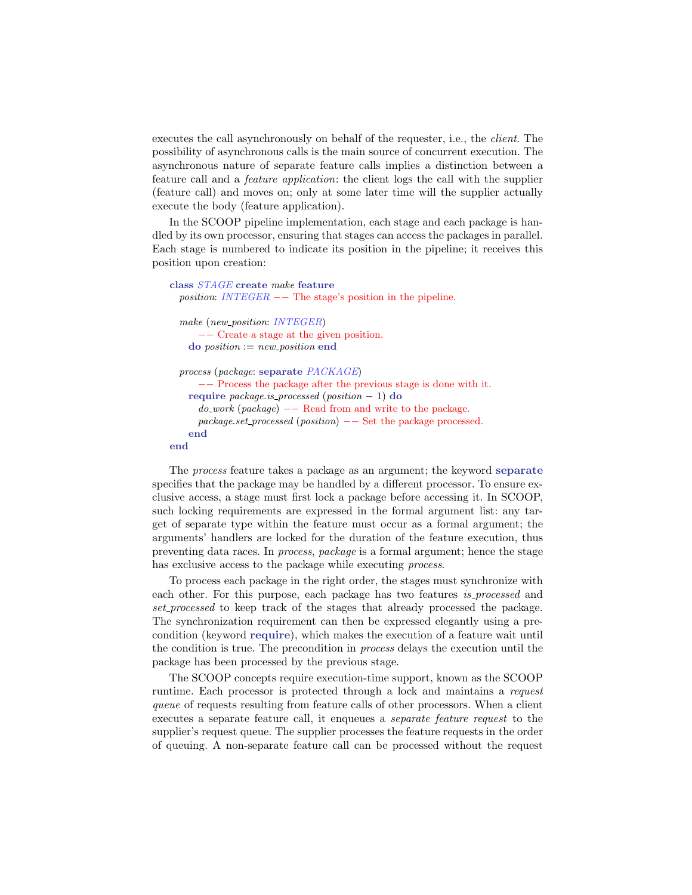executes the call asynchronously on behalf of the requester, i.e., the *client*. The possibility of asynchronous calls is the main source of concurrent execution. The asynchronous nature of separate feature calls implies a distinction between a feature call and a *feature application*: the client logs the call with the supplier (feature call) and moves on; only at some later time will the supplier actually execute the body (feature application).

In the SCOOP pipeline implementation, each stage and each package is handled by its own processor, ensuring that stages can access the packages in parallel. Each stage is numbered to indicate its position in the pipeline; it receives this position upon creation:

```
class STAGE create make feature
  position: INTEGER -- The stage's position in the pipeline.

  make (new_position: INTEGER)
      -- Create a stage at the given position.
    do position := new_position end

  process (package: separate PACKAGE)
      -- Process the package after the previous stage is done with it.
    require package.is_processed (position − 1) do
      do_work (package) -- Read from and write to the package.
      package.set_processed (position) -- Set the package processed.
    end
end
```

The *process* feature takes a package as an argument; the keyword **separate** specifies that the package may be handled by a different processor. To ensure exclusive access, a stage must first lock a package before accessing it. In SCOOP, such locking requirements are expressed in the formal argument list: any target of separate type within the feature must occur as a formal argument; the arguments' handlers are locked for the duration of the feature execution, thus preventing data races. In *process*, *package* is a formal argument; hence the stage has exclusive access to the package while executing *process*.

To process each package in the right order, the stages must synchronize with each other. For this purpose, each package has two features *is_processed* and *set_processed* to keep track of the stages that already processed the package. The synchronization requirement can then be expressed elegantly using a precondition (keyword **require**), which makes the execution of a feature wait until the condition is true. The precondition in *process* delays the execution until the package has been processed by the previous stage.

The SCOOP concepts require execution-time support, known as the SCOOP runtime. Each processor is protected through a lock and maintains a *request queue* of requests resulting from feature calls of other processors. When a client executes a separate feature call, it enqueues a *separate feature request* to the supplier's request queue. The supplier processes the feature requests in the order of queuing. A non-separate feature call can be processed without the request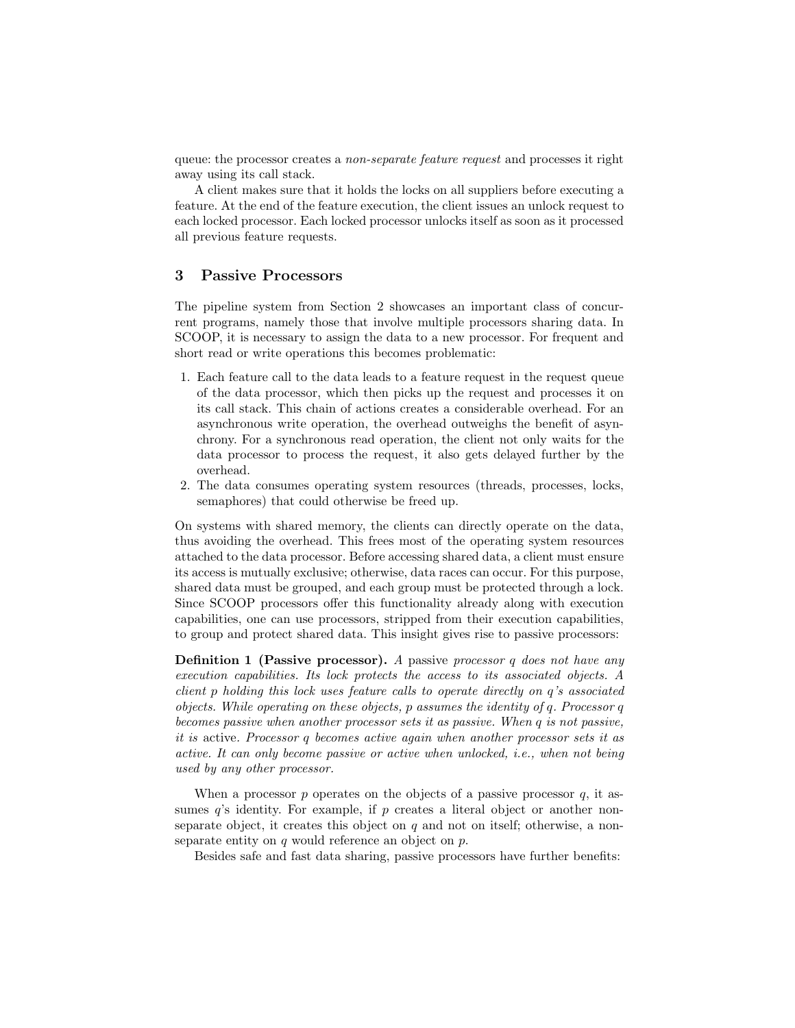queue: the processor creates a *non-separate feature request* and processes it right away using its call stack.

A client makes sure that it holds the locks on all suppliers before executing a feature. At the end of the feature execution, the client issues an unlock request to each locked processor. Each locked processor unlocks itself as soon as it processed all previous feature requests.

## 3 Passive Processors

The pipeline system from Section 2 showcases an important class of concurrent programs, namely those that involve multiple processors sharing data. In SCOOP, it is necessary to assign the data to a new processor. For frequent and short read or write operations this becomes problematic:

1. Each feature call to the data leads to a feature request in the request queue of the data processor, which then picks up the request and processes it on its call stack. This chain of actions creates a considerable overhead. For an asynchronous write operation, the overhead outweighs the benefit of asynchrony. For a synchronous read operation, the client not only waits for the data processor to process the request, it also gets delayed further by the overhead.
2. The data consumes operating system resources (threads, processes, locks, semaphores) that could otherwise be freed up.

On systems with shared memory, the clients can directly operate on the data, thus avoiding the overhead. This frees most of the operating system resources attached to the data processor. Before accessing shared data, a client must ensure its access is mutually exclusive; otherwise, data races can occur. For this purpose, shared data must be grouped, and each group must be protected through a lock. Since SCOOP processors offer this functionality already along with execution capabilities, one can use processors, stripped from their execution capabilities, to group and protect shared data. This insight gives rise to passive processors:

**Definition 1 (Passive processor).** *A* passive *processor $q$ does not have any execution capabilities. Its lock protects the access to its associated objects. A client $p$ holding this lock uses feature calls to operate directly on $q$'s associated objects. While operating on these objects, $p$ assumes the identity of $q$. Processor $q$ becomes passive when another processor sets it as passive. When $q$ is not passive, it is* active*. Processor $q$ becomes active again when another processor sets it as active. It can only become passive or active when unlocked, i.e., when not being used by any other processor.*

When a processor $p$ operates on the objects of a passive processor $q$, it assumes $q$'s identity. For example, if $p$ creates a literal object or another non-separate object, it creates this object on $q$ and not on itself; otherwise, a non-separate entity on $q$ would reference an object on $p$.

Besides safe and fast data sharing, passive processors have further benefits: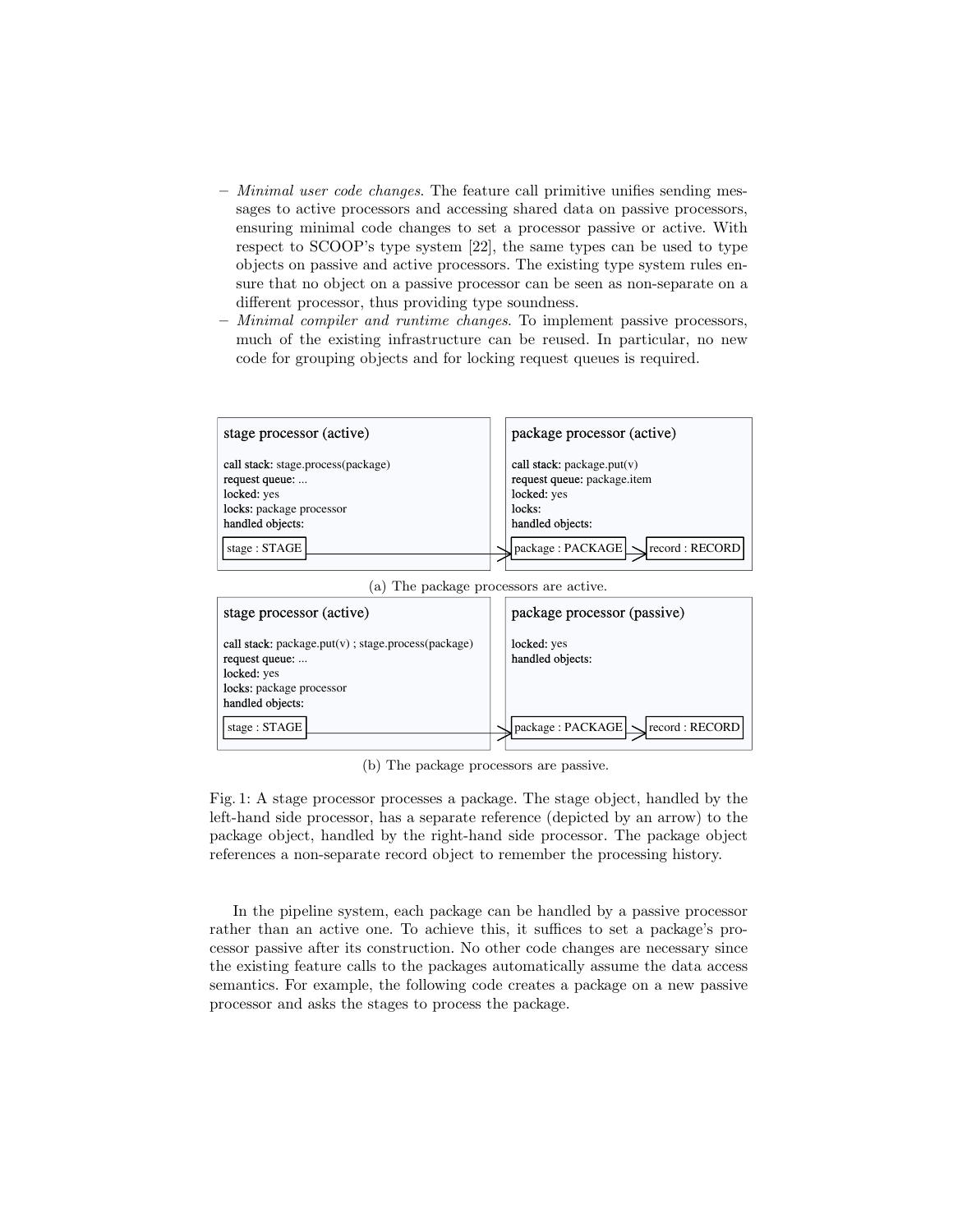- *Minimal user code changes.* The feature call primitive unifies sending messages to active processors and accessing shared data on passive processors, ensuring minimal code changes to set a processor passive or active. With respect to SCOOP's type system [22], the same types can be used to type objects on passive and active processors. The existing type system rules ensure that no object on a passive processor can be seen as non-separate on a different processor, thus providing type soundness.
- *Minimal compiler and runtime changes.* To implement passive processors, much of the existing infrastructure can be reused. In particular, no new code for grouping objects and for locking request queues is required.

**stage processor (active)**

call stack: stage.process(package)
request queue: ...
locked: yes
locks: package processor
handled objects:
stage : STAGE

**package processor (active)**

call stack: package.put(v)
request queue: package.item
locked: yes
locks:
handled objects:
package : PACKAGE → record : RECORD

(a) The package processors are active.

**stage processor (active)**

call stack: package.put(v) ; stage.process(package)
request queue: ...
locked: yes
locks: package processor
handled objects:
stage : STAGE

**package processor (passive)**

locked: yes
handled objects:
package : PACKAGE → record : RECORD

(b) The package processors are passive.

Fig. 1: A stage processor processes a package. The stage object, handled by the left-hand side processor, has a separate reference (depicted by an arrow) to the package object, handled by the right-hand side processor. The package object references a non-separate record object to remember the processing history.

In the pipeline system, each package can be handled by a passive processor rather than an active one. To achieve this, it suffices to set a package's processor passive after its construction. No other code changes are necessary since the existing feature calls to the packages automatically assume the data access semantics. For example, the following code creates a package on a new passive processor and asks the stages to process the package.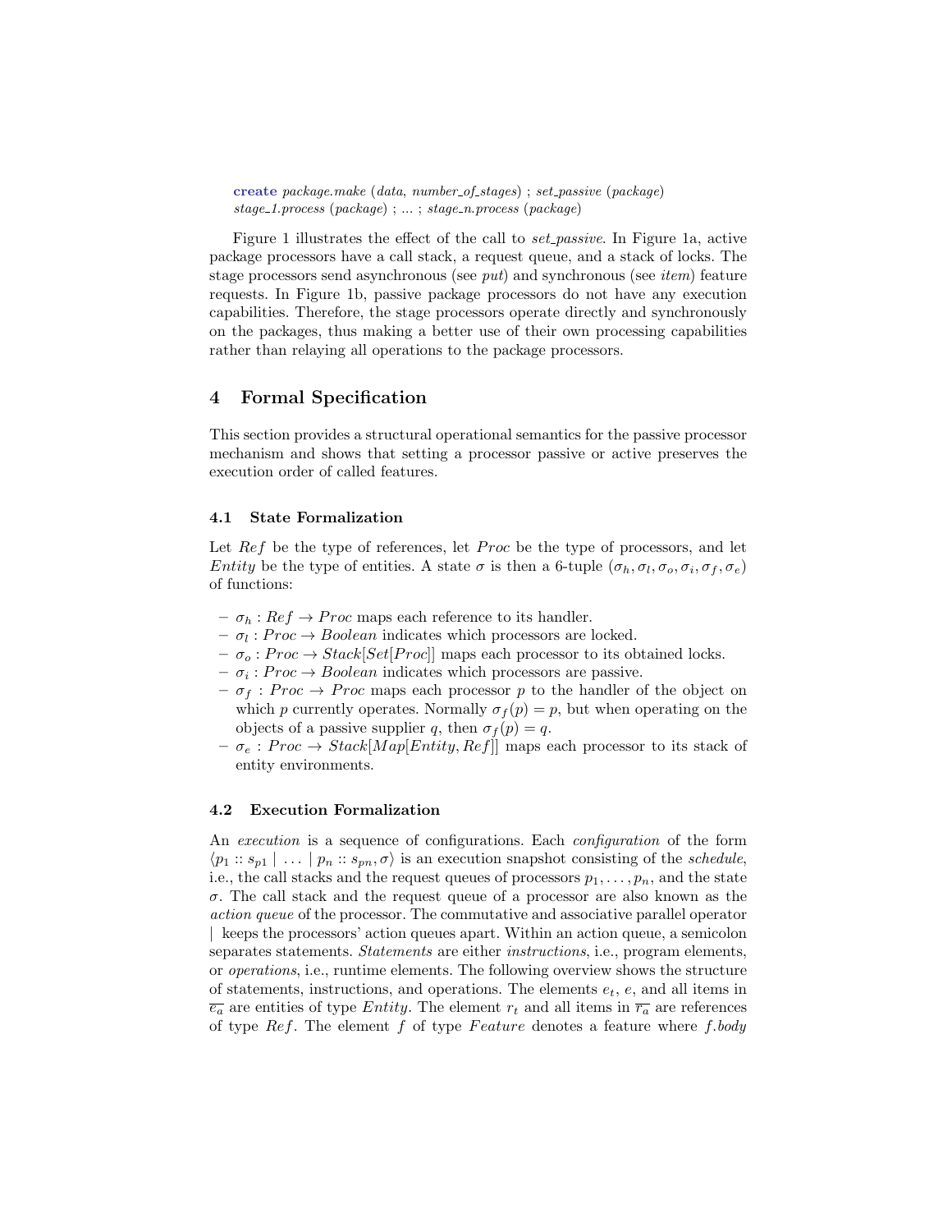```
create package.make (data, number_of_stages) ; set_passive (package)
stage_1.process (package) ; ... ; stage_n.process (package)
```

Figure 1 illustrates the effect of the call to *set_passive*. In Figure 1a, active package processors have a call stack, a request queue, and a stack of locks. The stage processors send asynchronous (see *put*) and synchronous (see *item*) feature requests. In Figure 1b, passive package processors do not have any execution capabilities. Therefore, the stage processors operate directly and synchronously on the packages, thus making a better use of their own processing capabilities rather than relaying all operations to the package processors.

## 4 Formal Specification

This section provides a structural operational semantics for the passive processor mechanism and shows that setting a processor passive or active preserves the execution order of called features.

### 4.1 State Formalization

Let $Ref$ be the type of references, let $Proc$ be the type of processors, and let $Entity$ be the type of entities. A state $\sigma$ is then a 6-tuple $(\sigma_h, \sigma_l, \sigma_o, \sigma_i, \sigma_f, \sigma_e)$ of functions:

- $\sigma_h : Ref \rightarrow Proc$ maps each reference to its handler.
- $\sigma_l : Proc \rightarrow Boolean$ indicates which processors are locked.
- $\sigma_o : Proc \rightarrow Stack[Set[Proc]]$ maps each processor to its obtained locks.
- $\sigma_i : Proc \rightarrow Boolean$ indicates which processors are passive.
- $\sigma_f : Proc \rightarrow Proc$ maps each processor $p$ to the handler of the object on which $p$ currently operates. Normally $\sigma_f(p) = p$, but when operating on the objects of a passive supplier $q$, then $\sigma_f(p) = q$.
- $\sigma_e : Proc \rightarrow Stack[Map[Entity, Ref]]$ maps each processor to its stack of entity environments.

### 4.2 Execution Formalization

An *execution* is a sequence of configurations. Each *configuration* of the form $\langle p_1 :: s_{p1} \mid \ldots \mid p_n :: s_{pn}, \sigma\rangle$ is an execution snapshot consisting of the *schedule*, i.e., the call stacks and the request queues of processors $p_1, \ldots, p_n$, and the state $\sigma$. The call stack and the request queue of a processor are also known as the *action queue* of the processor. The commutative and associative parallel operator $|$ keeps the processors' action queues apart. Within an action queue, a semicolon separates statements. *Statements* are either *instructions*, i.e., program elements, or *operations*, i.e., runtime elements. The following overview shows the structure of statements, instructions, and operations. The elements $e_t$, $e$, and all items in $\overline{e_a}$ are entities of type $Entity$. The element $r_t$ and all items in $\overline{r_a}$ are references of type $Ref$. The element $f$ of type $Feature$ denotes a feature where $f.body$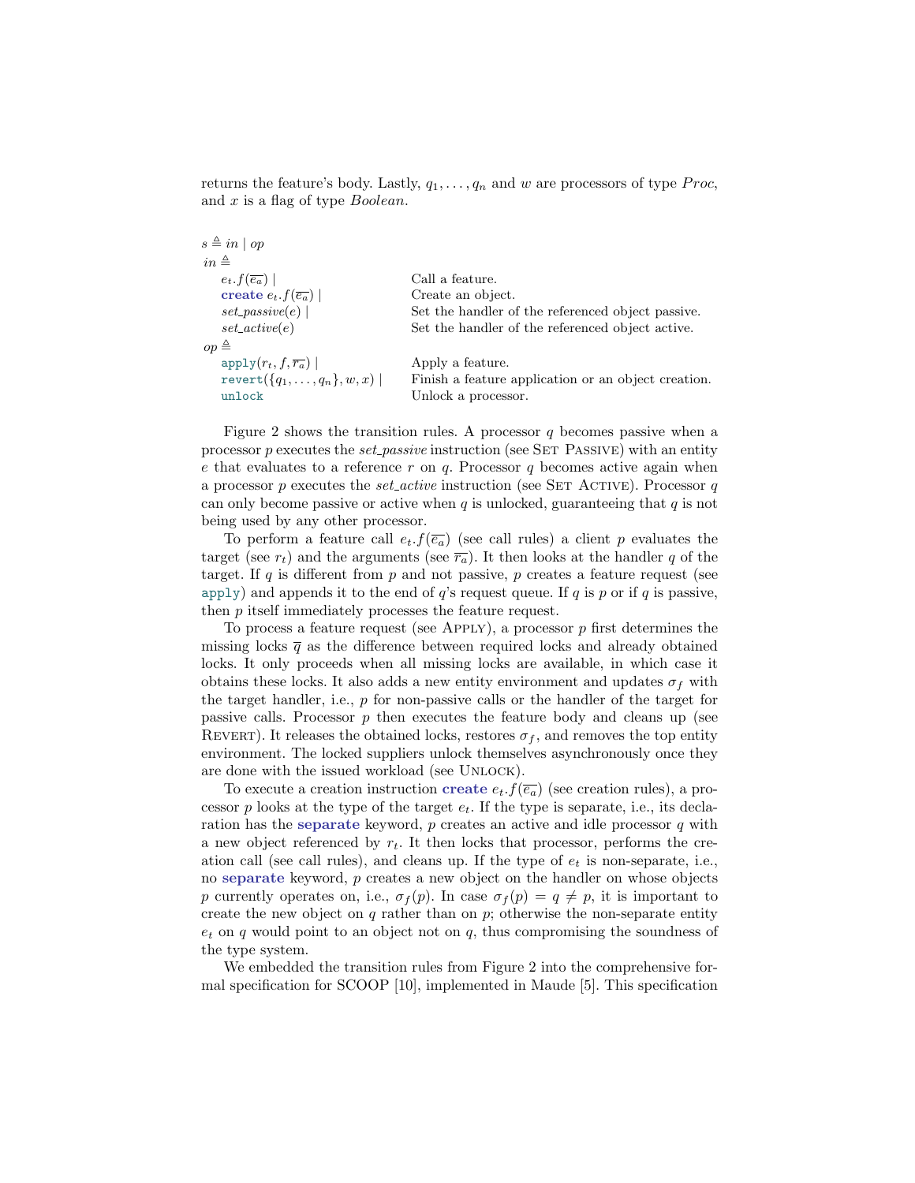returns the feature's body. Lastly, $q_1, \ldots, q_n$ and $w$ are processors of type *Proc*, and $x$ is a flag of type *Boolean*.

| | |
|---|---|
| $s \triangleq in \mid op$ | |
| $in \triangleq$ | |
| $\quad e_t.f(\overline{e_a}) \mid$ | Call a feature. |
| $\quad$ **create** $e_t.f(\overline{e_a}) \mid$ | Create an object. |
| $\quad set\_passive(e) \mid$ | Set the handler of the referenced object passive. |
| $\quad set\_active(e)$ | Set the handler of the referenced object active. |
| $op \triangleq$ | |
| $\quad \texttt{apply}(r_t, f, \overline{r_a}) \mid$ | Apply a feature. |
| $\quad \texttt{revert}(\{q_1, \ldots, q_n\}, w, x) \mid$ | Finish a feature application or an object creation. |
| $\quad \texttt{unlock}$ | Unlock a processor. |

Figure 2 shows the transition rules. A processor $q$ becomes passive when a processor $p$ executes the *set_passive* instruction (see Set Passive) with an entity $e$ that evaluates to a reference $r$ on $q$. Processor $q$ becomes active again when a processor $p$ executes the *set_active* instruction (see Set Active). Processor $q$ can only become passive or active when $q$ is unlocked, guaranteeing that $q$ is not being used by any other processor.

To perform a feature call $e_t.f(\overline{e_a})$ (see call rules) a client $p$ evaluates the target (see $r_t$) and the arguments (see $\overline{r_a}$). It then looks at the handler $q$ of the target. If $q$ is different from $p$ and not passive, $p$ creates a feature request (see `apply`) and appends it to the end of $q$'s request queue. If $q$ is $p$ or if $q$ is passive, then $p$ itself immediately processes the feature request.

To process a feature request (see Apply), a processor $p$ first determines the missing locks $\overline{q}$ as the difference between required locks and already obtained locks. It only proceeds when all missing locks are available, in which case it obtains these locks. It also adds a new entity environment and updates $\sigma_f$ with the target handler, i.e., $p$ for non-passive calls or the handler of the target for passive calls. Processor $p$ then executes the feature body and cleans up (see Revert). It releases the obtained locks, restores $\sigma_f$, and removes the top entity environment. The locked suppliers unlock themselves asynchronously once they are done with the issued workload (see Unlock).

To execute a creation instruction **create** $e_t.f(\overline{e_a})$ (see creation rules), a processor $p$ looks at the type of the target $e_t$. If the type is separate, i.e., its declaration has the **separate** keyword, $p$ creates an active and idle processor $q$ with a new object referenced by $r_t$. It then locks that processor, performs the creation call (see call rules), and cleans up. If the type of $e_t$ is non-separate, i.e., no **separate** keyword, $p$ creates a new object on the handler on whose objects $p$ currently operates on, i.e., $\sigma_f(p)$. In case $\sigma_f(p) = q \neq p$, it is important to create the new object on $q$ rather than on $p$; otherwise the non-separate entity $e_t$ on $q$ would point to an object not on $q$, thus compromising the soundness of the type system.

We embedded the transition rules from Figure 2 into the comprehensive formal specification for SCOOP [10], implemented in Maude [5]. This specification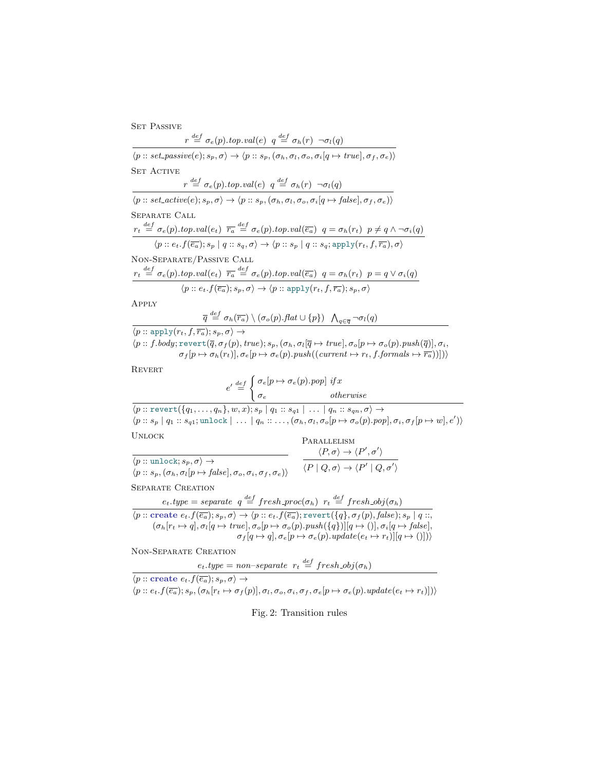Set Passive

$$\frac{r \stackrel{def}{=} \sigma_e(p).top.val(e) \quad q \stackrel{def}{=} \sigma_h(r) \quad \neg\sigma_l(q)}{\langle p :: set\_passive(e); s_p, \sigma\rangle \rightarrow \langle p :: s_p, (\sigma_h, \sigma_l, \sigma_o, \sigma_i[q \mapsto true], \sigma_f, \sigma_e)\rangle}$$

Set Active

$$\frac{r \stackrel{def}{=} \sigma_e(p).top.val(e) \quad q \stackrel{def}{=} \sigma_h(r) \quad \neg\sigma_l(q)}{\langle p :: set\_active(e); s_p, \sigma\rangle \rightarrow \langle p :: s_p, (\sigma_h, \sigma_l, \sigma_o, \sigma_i[q \mapsto false], \sigma_f, \sigma_e)\rangle}$$

Separate Call

$$\frac{r_t \stackrel{def}{=} \sigma_e(p).top.val(e_t) \quad \overline{r_a} \stackrel{def}{=} \sigma_e(p).top.val(\overline{e_a}) \quad q = \sigma_h(r_t) \quad p \neq q \wedge \neg\sigma_i(q)}{\langle p :: e_t.f(\overline{e_a}); s_p \mid q :: s_q, \sigma\rangle \rightarrow \langle p :: s_p \mid q :: s_q; \texttt{apply}(r_t, f, \overline{r_a}), \sigma\rangle}$$

Non-Separate/Passive Call

$$\frac{r_t \stackrel{def}{=} \sigma_e(p).top.val(e_t) \quad \overline{r_a} \stackrel{def}{=} \sigma_e(p).top.val(\overline{e_a}) \quad q = \sigma_h(r_t) \quad p = q \vee \sigma_i(q)}{\langle p :: e_t.f(\overline{e_a}); s_p, \sigma\rangle \rightarrow \langle p :: \texttt{apply}(r_t, f, \overline{r_a}); s_p, \sigma\rangle}$$

Apply

$$\frac{\overline{q} \stackrel{def}{=} \sigma_h(\overline{r_a}) \setminus (\sigma_o(p).flat \cup \{p\}) \quad \bigwedge_{q \in \overline{q}} \neg\sigma_l(q)}{\begin{array}{l}\langle p :: \texttt{apply}(r_t, f, \overline{r_a}); s_p, \sigma\rangle \rightarrow \\ \langle p :: f.body; \texttt{revert}(\overline{q}, \sigma_f(p), true); s_p, (\sigma_h, \sigma_l[\overline{q} \mapsto true], \sigma_o[p \mapsto \sigma_o(p).push(\overline{q})], \sigma_i, \\ \qquad \sigma_f[p \mapsto \sigma_h(r_t)], \sigma_e[p \mapsto \sigma_e(p).push((current \mapsto r_t, f.formals \mapsto \overline{r_a}))])\rangle\end{array}}$$

Revert

$$\frac{e' \stackrel{def}{=} \begin{cases} \sigma_e[p \mapsto \sigma_e(p).pop] & if\, x \\ \sigma_e & otherwise \end{cases}}{\begin{array}{l}\langle p :: \texttt{revert}(\{q_1, \ldots, q_n\}, w, x); s_p \mid q_1 :: s_{q1} \mid \ldots \mid q_n :: s_{qn}, \sigma\rangle \rightarrow \\ \langle p :: s_p \mid q_1 :: s_{q1}; \texttt{unlock} \mid \ldots \mid q_n :: \ldots, (\sigma_h, \sigma_l, \sigma_o[p \mapsto \sigma_o(p).pop], \sigma_i, \sigma_f[p \mapsto w], e')\rangle\end{array}}$$

Unlock

$$\frac{}{\begin{array}{l}\langle p :: \texttt{unlock}; s_p, \sigma\rangle \rightarrow \\ \langle p :: s_p, (\sigma_h, \sigma_l[p \mapsto false], \sigma_o, \sigma_i, \sigma_f, \sigma_e)\rangle\end{array}}$$

Parallelism

$$\frac{\langle P, \sigma\rangle \rightarrow \langle P', \sigma'\rangle}{\langle P \mid Q, \sigma\rangle \rightarrow \langle P' \mid Q, \sigma'\rangle}$$

Separate Creation

$$\frac{e_t.type = separate \quad q \stackrel{def}{=} fresh\_proc(\sigma_h) \quad r_t \stackrel{def}{=} fresh\_obj(\sigma_h)}{\begin{array}{l}\langle p :: \textbf{create}\ e_t.f(\overline{e_a}); s_p, \sigma\rangle \rightarrow \langle p :: e_t.f(\overline{e_a}); \texttt{revert}(\{q\}, \sigma_f(p), false); s_p \mid q ::, \\ \quad (\sigma_h[r_t \mapsto q], \sigma_l[q \mapsto true], \sigma_o[p \mapsto \sigma_o(p).push(\{q\})][q \mapsto ()], \sigma_i[q \mapsto false], \\ \qquad \sigma_f[q \mapsto q], \sigma_e[p \mapsto \sigma_e(p).update(e_t \mapsto r_t)][q \mapsto ()])\rangle\end{array}}$$

Non-Separate Creation

$$\frac{e_t.type = non\text{--}separate \quad r_t \stackrel{def}{=} fresh\_obj(\sigma_h)}{\begin{array}{l}\langle p :: \textbf{create}\ e_t.f(\overline{e_a}); s_p, \sigma\rangle \rightarrow \\ \langle p :: e_t.f(\overline{e_a}); s_p, (\sigma_h[r_t \mapsto \sigma_f(p)], \sigma_l, \sigma_o, \sigma_i, \sigma_f, \sigma_e[p \mapsto \sigma_e(p).update(e_t \mapsto r_t)])\rangle\end{array}}$$

Fig. 2: Transition rules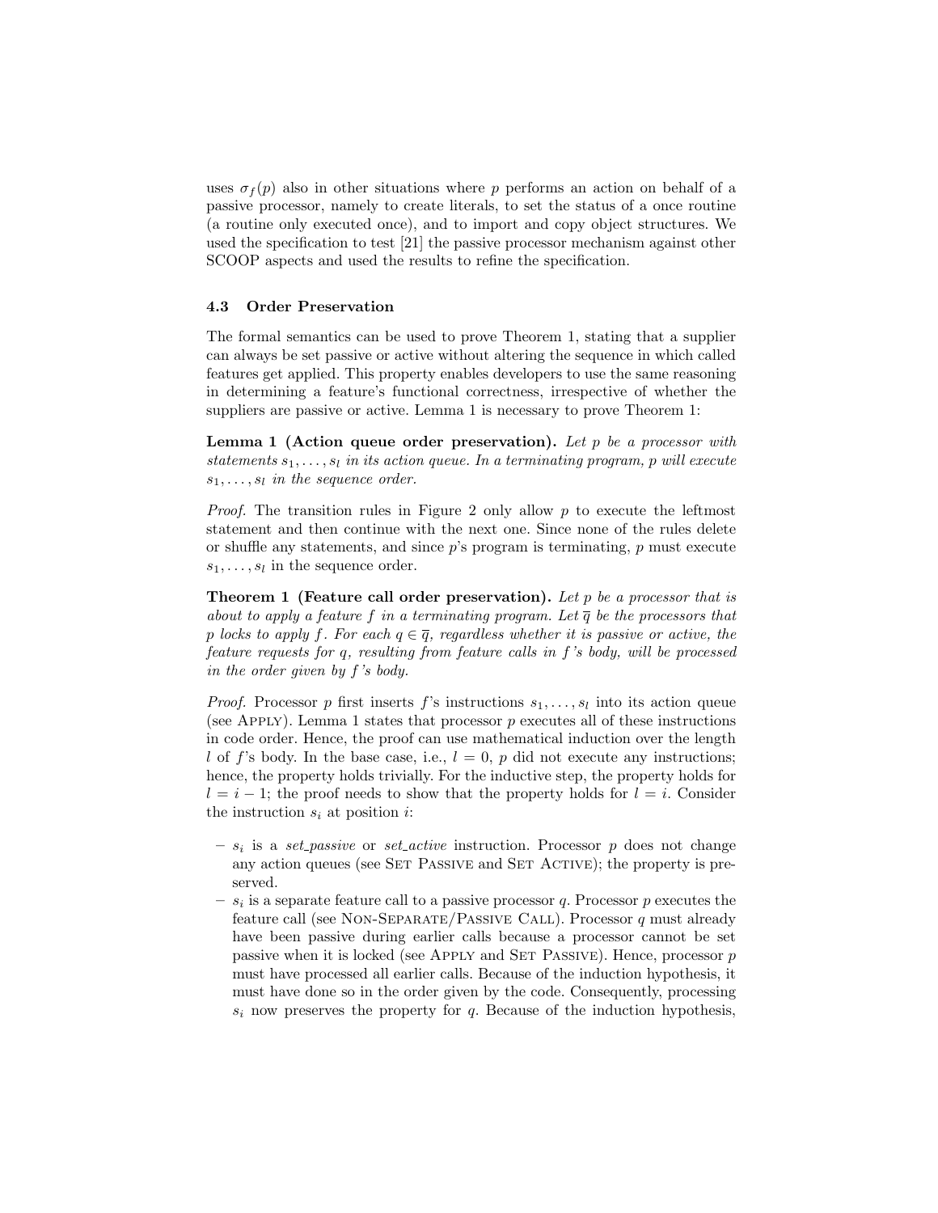uses $\sigma_f(p)$ also in other situations where $p$ performs an action on behalf of a passive processor, namely to create literals, to set the status of a once routine (a routine only executed once), and to import and copy object structures. We used the specification to test [21] the passive processor mechanism against other SCOOP aspects and used the results to refine the specification.

### 4.3 Order Preservation

The formal semantics can be used to prove Theorem 1, stating that a supplier can always be set passive or active without altering the sequence in which called features get applied. This property enables developers to use the same reasoning in determining a feature's functional correctness, irrespective of whether the suppliers are passive or active. Lemma 1 is necessary to prove Theorem 1:

**Lemma 1 (Action queue order preservation).** *Let $p$ be a processor with statements $s_1, \ldots, s_l$ in its action queue. In a terminating program, $p$ will execute $s_1, \ldots, s_l$ in the sequence order.*

*Proof.* The transition rules in Figure 2 only allow $p$ to execute the leftmost statement and then continue with the next one. Since none of the rules delete or shuffle any statements, and since $p$'s program is terminating, $p$ must execute $s_1, \ldots, s_l$ in the sequence order.

**Theorem 1 (Feature call order preservation).** *Let $p$ be a processor that is about to apply a feature $f$ in a terminating program. Let $\overline{q}$ be the processors that $p$ locks to apply $f$. For each $q \in \overline{q}$, regardless whether it is passive or active, the feature requests for $q$, resulting from feature calls in $f$'s body, will be processed in the order given by $f$'s body.*

*Proof.* Processor $p$ first inserts $f$'s instructions $s_1, \ldots, s_l$ into its action queue (see APPLY). Lemma 1 states that processor $p$ executes all of these instructions in code order. Hence, the proof can use mathematical induction over the length $l$ of $f$'s body. In the base case, i.e., $l = 0$, $p$ did not execute any instructions; hence, the property holds trivially. For the inductive step, the property holds for $l = i - 1$; the proof needs to show that the property holds for $l = i$. Consider the instruction $s_i$ at position $i$:

- $s_i$ is a *set_passive* or *set_active* instruction. Processor $p$ does not change any action queues (see SET PASSIVE and SET ACTIVE); the property is preserved.
- $s_i$ is a separate feature call to a passive processor $q$. Processor $p$ executes the feature call (see NON-SEPARATE/PASSIVE CALL). Processor $q$ must already have been passive during earlier calls because a processor cannot be set passive when it is locked (see APPLY and SET PASSIVE). Hence, processor $p$ must have processed all earlier calls. Because of the induction hypothesis, it must have done so in the order given by the code. Consequently, processing $s_i$ now preserves the property for $q$. Because of the induction hypothesis,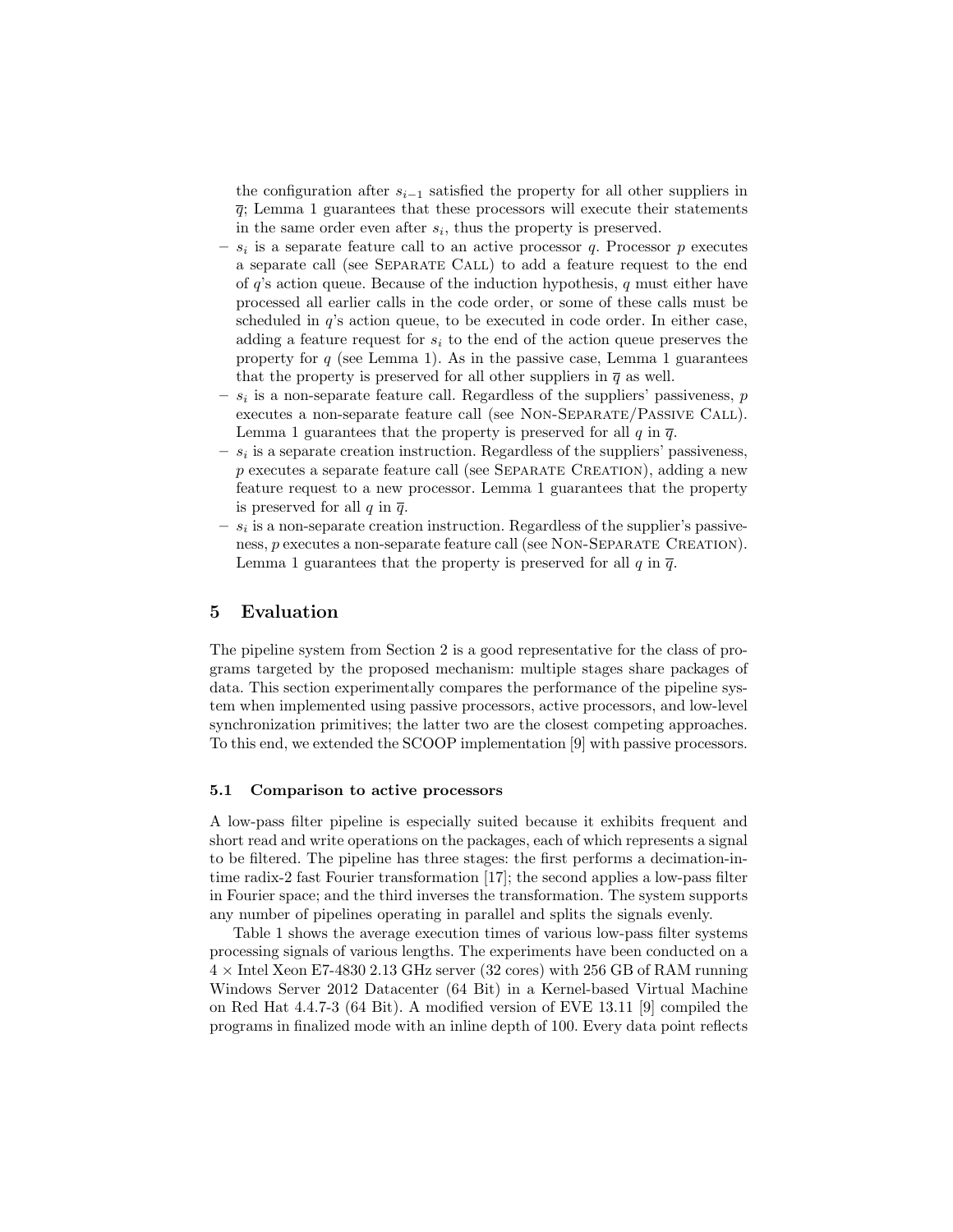the configuration after $s_{i-1}$ satisfied the property for all other suppliers in $\overline{q}$; Lemma 1 guarantees that these processors will execute their statements in the same order even after $s_i$, thus the property is preserved.

- $s_i$ is a separate feature call to an active processor $q$. Processor $p$ executes a separate call (see Separate Call) to add a feature request to the end of $q$'s action queue. Because of the induction hypothesis, $q$ must either have processed all earlier calls in the code order, or some of these calls must be scheduled in $q$'s action queue, to be executed in code order. In either case, adding a feature request for $s_i$ to the end of the action queue preserves the property for $q$ (see Lemma 1). As in the passive case, Lemma 1 guarantees that the property is preserved for all other suppliers in $\overline{q}$ as well.
- $s_i$ is a non-separate feature call. Regardless of the suppliers' passiveness, $p$ executes a non-separate feature call (see Non-Separate/Passive Call). Lemma 1 guarantees that the property is preserved for all $q$ in $\overline{q}$.
- $s_i$ is a separate creation instruction. Regardless of the suppliers' passiveness, $p$ executes a separate feature call (see Separate Creation), adding a new feature request to a new processor. Lemma 1 guarantees that the property is preserved for all $q$ in $\overline{q}$.
- $s_i$ is a non-separate creation instruction. Regardless of the supplier's passiveness, $p$ executes a non-separate feature call (see Non-Separate Creation). Lemma 1 guarantees that the property is preserved for all $q$ in $\overline{q}$.

## 5 Evaluation

The pipeline system from Section 2 is a good representative for the class of programs targeted by the proposed mechanism: multiple stages share packages of data. This section experimentally compares the performance of the pipeline system when implemented using passive processors, active processors, and low-level synchronization primitives; the latter two are the closest competing approaches. To this end, we extended the SCOOP implementation [9] with passive processors.

### 5.1 Comparison to active processors

A low-pass filter pipeline is especially suited because it exhibits frequent and short read and write operations on the packages, each of which represents a signal to be filtered. The pipeline has three stages: the first performs a decimation-in-time radix-2 fast Fourier transformation [17]; the second applies a low-pass filter in Fourier space; and the third inverses the transformation. The system supports any number of pipelines operating in parallel and splits the signals evenly.

Table 1 shows the average execution times of various low-pass filter systems processing signals of various lengths. The experiments have been conducted on a $4 \times$ Intel Xeon E7-4830 2.13 GHz server (32 cores) with 256 GB of RAM running Windows Server 2012 Datacenter (64 Bit) in a Kernel-based Virtual Machine on Red Hat 4.4.7-3 (64 Bit). A modified version of EVE 13.11 [9] compiled the programs in finalized mode with an inline depth of 100. Every data point reflects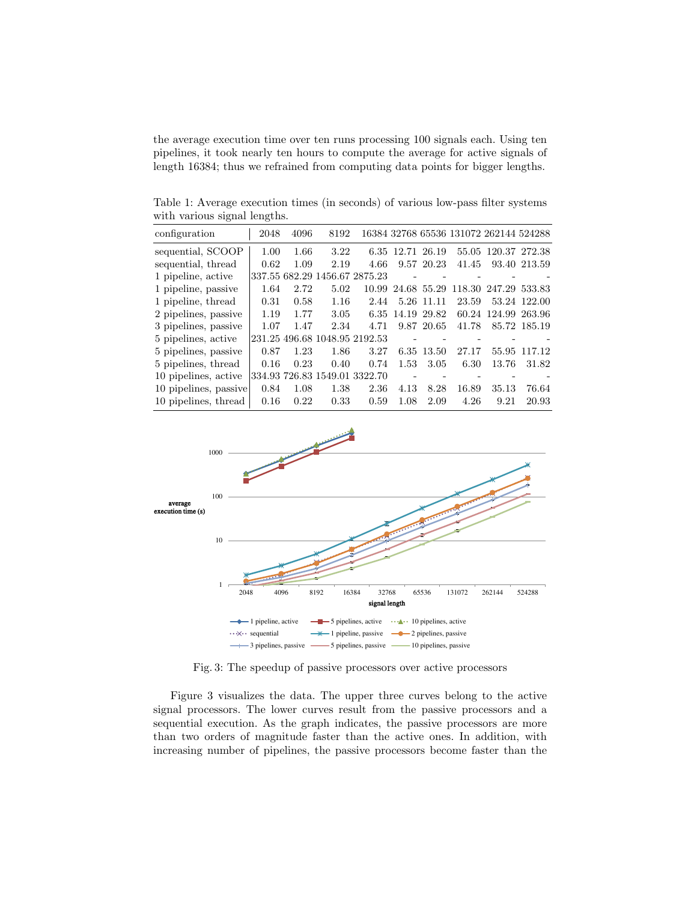the average execution time over ten runs processing 100 signals each. Using ten pipelines, it took nearly ten hours to compute the average for active signals of length 16384; thus we refrained from computing data points for bigger lengths.

Table 1: Average execution times (in seconds) of various low-pass filter systems with various signal lengths.

| configuration | 2048 | 4096 | 8192 | 16384 | 32768 | 65536 | 131072 | 262144 | 524288 |
|---|---|---|---|---|---|---|---|---|---|
| sequential, SCOOP | 1.00 | 1.66 | 3.22 | 6.35 | 12.71 | 26.19 | 55.05 | 120.37 | 272.38 |
| sequential, thread | 0.62 | 1.09 | 2.19 | 4.66 | 9.57 | 20.23 | 41.45 | 93.40 | 213.59 |
| 1 pipeline, active | 337.55 | 682.29 | 1456.67 | 2875.23 | - | - | - | - | - |
| 1 pipeline, passive | 1.64 | 2.72 | 5.02 | 10.99 | 24.68 | 55.29 | 118.30 | 247.29 | 533.83 |
| 1 pipeline, thread | 0.31 | 0.58 | 1.16 | 2.44 | 5.26 | 11.11 | 23.59 | 53.24 | 122.00 |
| 2 pipelines, passive | 1.19 | 1.77 | 3.05 | 6.35 | 14.19 | 29.82 | 60.24 | 124.99 | 263.96 |
| 3 pipelines, passive | 1.07 | 1.47 | 2.34 | 4.71 | 9.87 | 20.65 | 41.78 | 85.72 | 185.19 |
| 5 pipelines, active | 231.25 | 496.68 | 1048.95 | 2192.53 | - | - | - | - | - |
| 5 pipelines, passive | 0.87 | 1.23 | 1.86 | 3.27 | 6.35 | 13.50 | 27.17 | 55.95 | 117.12 |
| 5 pipelines, thread | 0.16 | 0.23 | 0.40 | 0.74 | 1.53 | 3.05 | 6.30 | 13.76 | 31.82 |
| 10 pipelines, active | 334.93 | 726.83 | 1549.01 | 3322.70 | - | - | - | - | - |
| 10 pipelines, passive | 0.84 | 1.08 | 1.38 | 2.36 | 4.13 | 8.28 | 16.89 | 35.13 | 76.64 |
| 10 pipelines, thread | 0.16 | 0.22 | 0.33 | 0.59 | 1.08 | 2.09 | 4.26 | 9.21 | 20.93 |

Fig. 3: The speedup of passive processors over active processors

Figure 3 visualizes the data. The upper three curves belong to the active signal processors. The lower curves result from the passive processors and a sequential execution. As the graph indicates, the passive processors are more than two orders of magnitude faster than the active ones. In addition, with increasing number of pipelines, the passive processors become faster than the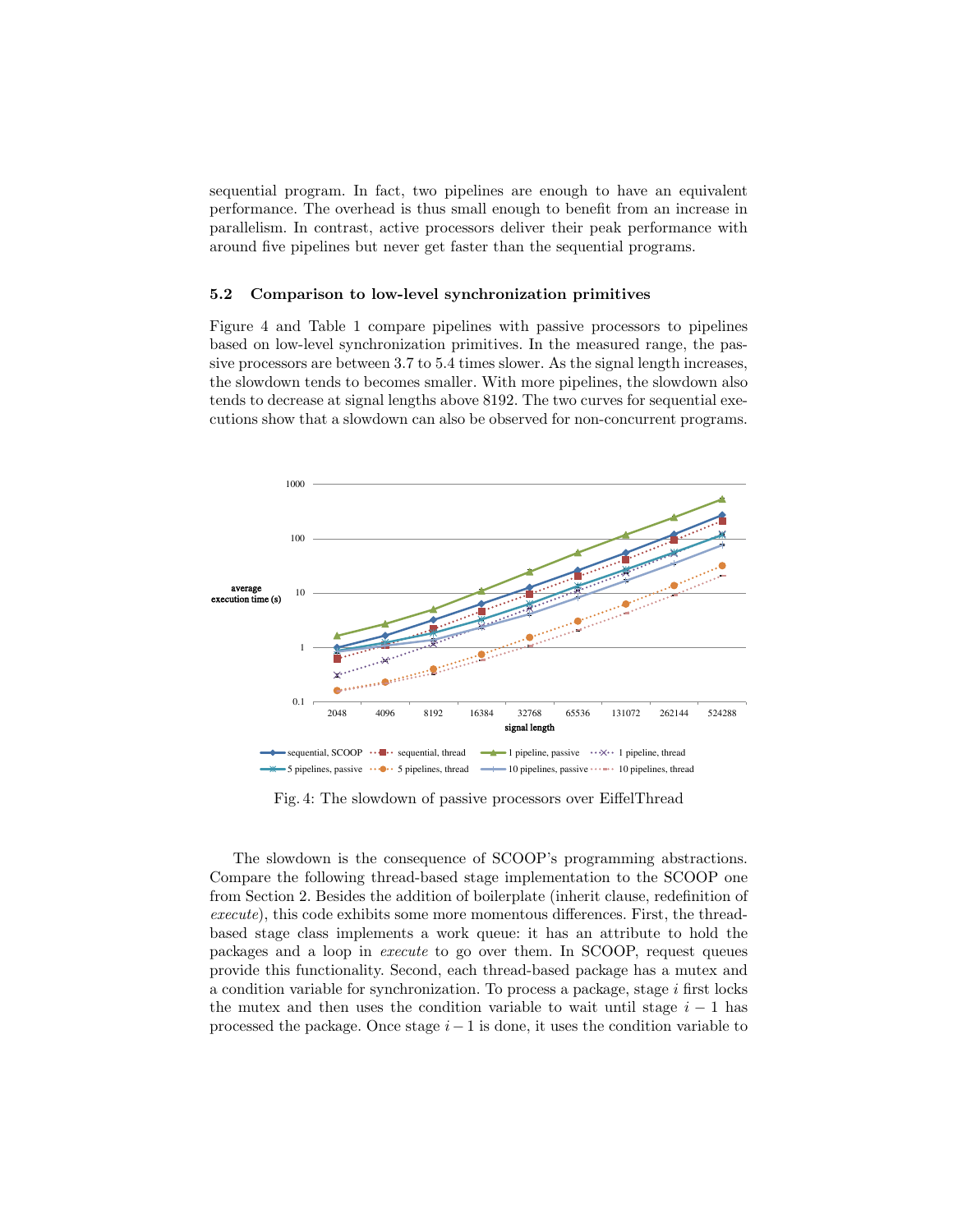sequential program. In fact, two pipelines are enough to have an equivalent performance. The overhead is thus small enough to benefit from an increase in parallelism. In contrast, active processors deliver their peak performance with around five pipelines but never get faster than the sequential programs.

### 5.2 Comparison to low-level synchronization primitives

Figure 4 and Table 1 compare pipelines with passive processors to pipelines based on low-level synchronization primitives. In the measured range, the passive processors are between 3.7 to 5.4 times slower. As the signal length increases, the slowdown tends to becomes smaller. With more pipelines, the slowdown also tends to decrease at signal lengths above 8192. The two curves for sequential executions show that a slowdown can also be observed for non-concurrent programs.

Fig. 4: The slowdown of passive processors over EiffelThread

The slowdown is the consequence of SCOOP's programming abstractions. Compare the following thread-based stage implementation to the SCOOP one from Section 2. Besides the addition of boilerplate (inherit clause, redefinition of *execute*), this code exhibits some more momentous differences. First, the thread-based stage class implements a work queue: it has an attribute to hold the packages and a loop in *execute* to go over them. In SCOOP, request queues provide this functionality. Second, each thread-based package has a mutex and a condition variable for synchronization. To process a package, stage $i$ first locks the mutex and then uses the condition variable to wait until stage $i-1$ has processed the package. Once stage $i-1$ is done, it uses the condition variable to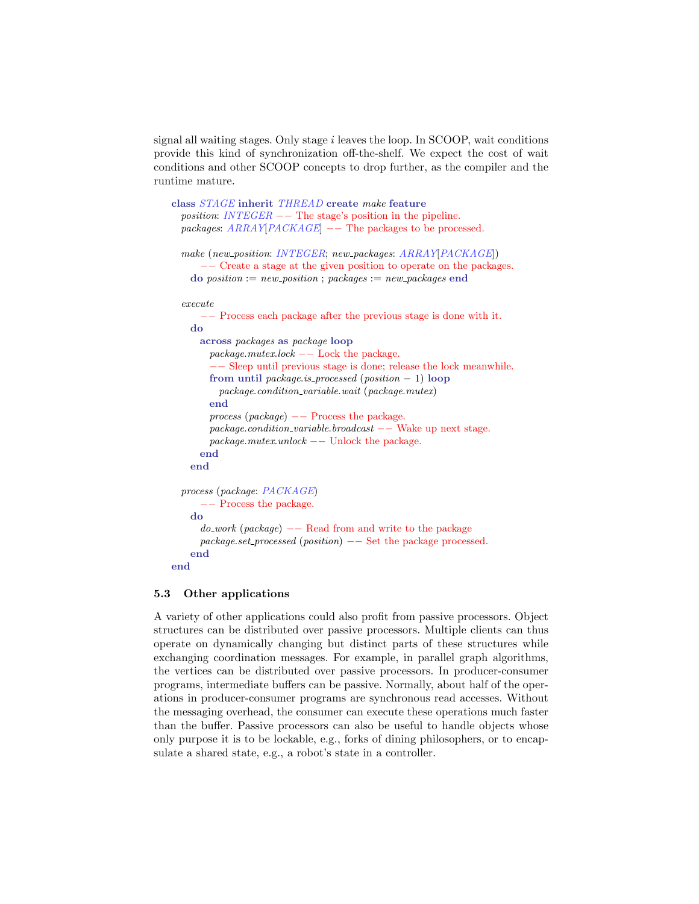signal all waiting stages. Only stage $i$ leaves the loop. In SCOOP, wait conditions provide this kind of synchronization off-the-shelf. We expect the cost of wait conditions and other SCOOP concepts to drop further, as the compiler and the runtime mature.

```
class STAGE inherit THREAD create make feature
  position: INTEGER -- The stage's position in the pipeline.
  packages: ARRAY[PACKAGE] -- The packages to be processed.

  make (new_position: INTEGER; new_packages: ARRAY[PACKAGE])
      -- Create a stage at the given position to operate on the packages.
    do position := new_position ; packages := new_packages end

  execute
      -- Process each package after the previous stage is done with it.
    do
      across packages as package loop
        package.mutex.lock -- Lock the package.
        -- Sleep until previous stage is done; release the lock meanwhile.
        from until package.is_processed (position − 1) loop
          package.condition_variable.wait (package.mutex)
        end
        process (package) -- Process the package.
        package.condition_variable.broadcast -- Wake up next stage.
        package.mutex.unlock -- Unlock the package.
      end
    end

  process (package: PACKAGE)
      -- Process the package.
    do
      do_work (package) -- Read from and write to the package
      package.set_processed (position) -- Set the package processed.
    end
end
```

### 5.3 Other applications

A variety of other applications could also profit from passive processors. Object structures can be distributed over passive processors. Multiple clients can thus operate on dynamically changing but distinct parts of these structures while exchanging coordination messages. For example, in parallel graph algorithms, the vertices can be distributed over passive processors. In producer-consumer programs, intermediate buffers can be passive. Normally, about half of the operations in producer-consumer programs are synchronous read accesses. Without the messaging overhead, the consumer can execute these operations much faster than the buffer. Passive processors can also be useful to handle objects whose only purpose it is to be lockable, e.g., forks of dining philosophers, or to encapsulate a shared state, e.g., a robot's state in a controller.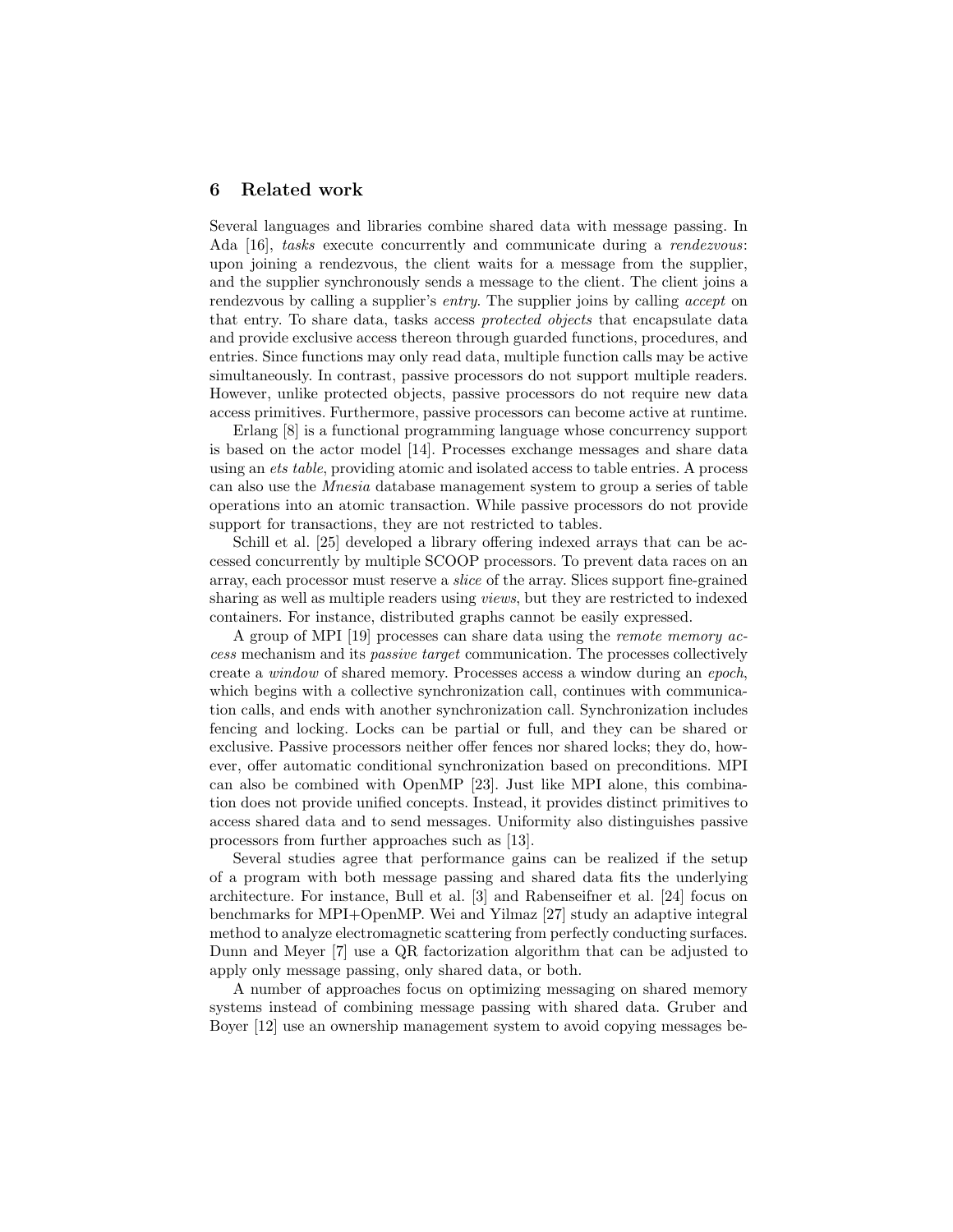## 6 Related work

Several languages and libraries combine shared data with message passing. In Ada [16], *tasks* execute concurrently and communicate during a *rendezvous*: upon joining a rendezvous, the client waits for a message from the supplier, and the supplier synchronously sends a message to the client. The client joins a rendezvous by calling a supplier's *entry*. The supplier joins by calling *accept* on that entry. To share data, tasks access *protected objects* that encapsulate data and provide exclusive access thereon through guarded functions, procedures, and entries. Since functions may only read data, multiple function calls may be active simultaneously. In contrast, passive processors do not support multiple readers. However, unlike protected objects, passive processors do not require new data access primitives. Furthermore, passive processors can become active at runtime.

Erlang [8] is a functional programming language whose concurrency support is based on the actor model [14]. Processes exchange messages and share data using an *ets table*, providing atomic and isolated access to table entries. A process can also use the *Mnesia* database management system to group a series of table operations into an atomic transaction. While passive processors do not provide support for transactions, they are not restricted to tables.

Schill et al. [25] developed a library offering indexed arrays that can be accessed concurrently by multiple SCOOP processors. To prevent data races on an array, each processor must reserve a *slice* of the array. Slices support fine-grained sharing as well as multiple readers using *views*, but they are restricted to indexed containers. For instance, distributed graphs cannot be easily expressed.

A group of MPI [19] processes can share data using the *remote memory access* mechanism and its *passive target* communication. The processes collectively create a *window* of shared memory. Processes access a window during an *epoch*, which begins with a collective synchronization call, continues with communication calls, and ends with another synchronization call. Synchronization includes fencing and locking. Locks can be partial or full, and they can be shared or exclusive. Passive processors neither offer fences nor shared locks; they do, however, offer automatic conditional synchronization based on preconditions. MPI can also be combined with OpenMP [23]. Just like MPI alone, this combination does not provide unified concepts. Instead, it provides distinct primitives to access shared data and to send messages. Uniformity also distinguishes passive processors from further approaches such as [13].

Several studies agree that performance gains can be realized if the setup of a program with both message passing and shared data fits the underlying architecture. For instance, Bull et al. [3] and Rabenseifner et al. [24] focus on benchmarks for MPI+OpenMP. Wei and Yilmaz [27] study an adaptive integral method to analyze electromagnetic scattering from perfectly conducting surfaces. Dunn and Meyer [7] use a QR factorization algorithm that can be adjusted to apply only message passing, only shared data, or both.

A number of approaches focus on optimizing messaging on shared memory systems instead of combining message passing with shared data. Gruber and Boyer [12] use an ownership management system to avoid copying messages be-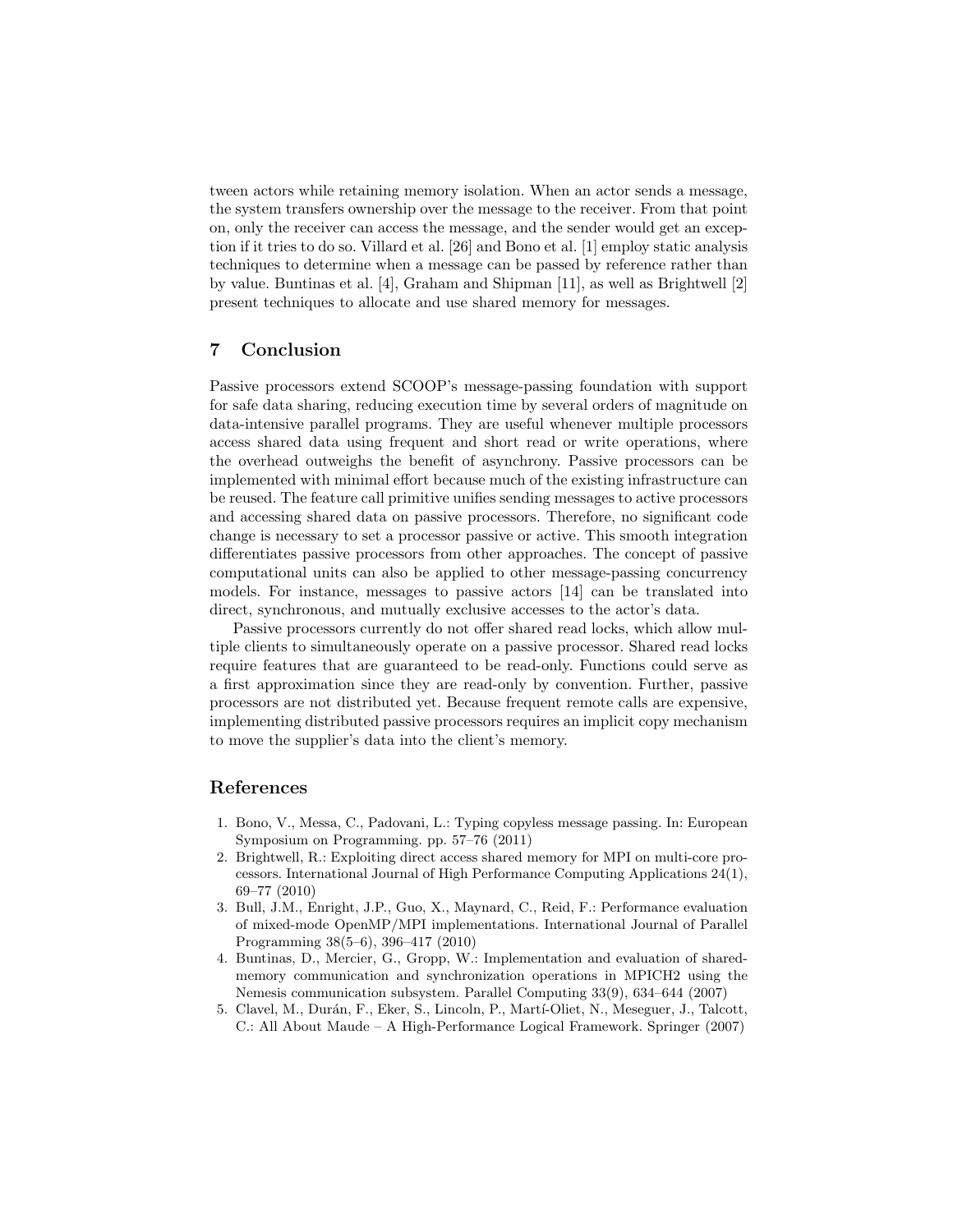tween actors while retaining memory isolation. When an actor sends a message, the system transfers ownership over the message to the receiver. From that point on, only the receiver can access the message, and the sender would get an exception if it tries to do so. Villard et al. [26] and Bono et al. [1] employ static analysis techniques to determine when a message can be passed by reference rather than by value. Buntinas et al. [4], Graham and Shipman [11], as well as Brightwell [2] present techniques to allocate and use shared memory for messages.

## 7 Conclusion

Passive processors extend SCOOP's message-passing foundation with support for safe data sharing, reducing execution time by several orders of magnitude on data-intensive parallel programs. They are useful whenever multiple processors access shared data using frequent and short read or write operations, where the overhead outweighs the benefit of asynchrony. Passive processors can be implemented with minimal effort because much of the existing infrastructure can be reused. The feature call primitive unifies sending messages to active processors and accessing shared data on passive processors. Therefore, no significant code change is necessary to set a processor passive or active. This smooth integration differentiates passive processors from other approaches. The concept of passive computational units can also be applied to other message-passing concurrency models. For instance, messages to passive actors [14] can be translated into direct, synchronous, and mutually exclusive accesses to the actor's data.

Passive processors currently do not offer shared read locks, which allow multiple clients to simultaneously operate on a passive processor. Shared read locks require features that are guaranteed to be read-only. Functions could serve as a first approximation since they are read-only by convention. Further, passive processors are not distributed yet. Because frequent remote calls are expensive, implementing distributed passive processors requires an implicit copy mechanism to move the supplier's data into the client's memory.

## References

1. Bono, V., Messa, C., Padovani, L.: Typing copyless message passing. In: European Symposium on Programming. pp. 57–76 (2011)
2. Brightwell, R.: Exploiting direct access shared memory for MPI on multi-core processors. International Journal of High Performance Computing Applications 24(1), 69–77 (2010)
3. Bull, J.M., Enright, J.P., Guo, X., Maynard, C., Reid, F.: Performance evaluation of mixed-mode OpenMP/MPI implementations. International Journal of Parallel Programming 38(5–6), 396–417 (2010)
4. Buntinas, D., Mercier, G., Gropp, W.: Implementation and evaluation of shared-memory communication and synchronization operations in MPICH2 using the Nemesis communication subsystem. Parallel Computing 33(9), 634–644 (2007)
5. Clavel, M., Durán, F., Eker, S., Lincoln, P., Martí-Oliet, N., Meseguer, J., Talcott, C.: All About Maude – A High-Performance Logical Framework. Springer (2007)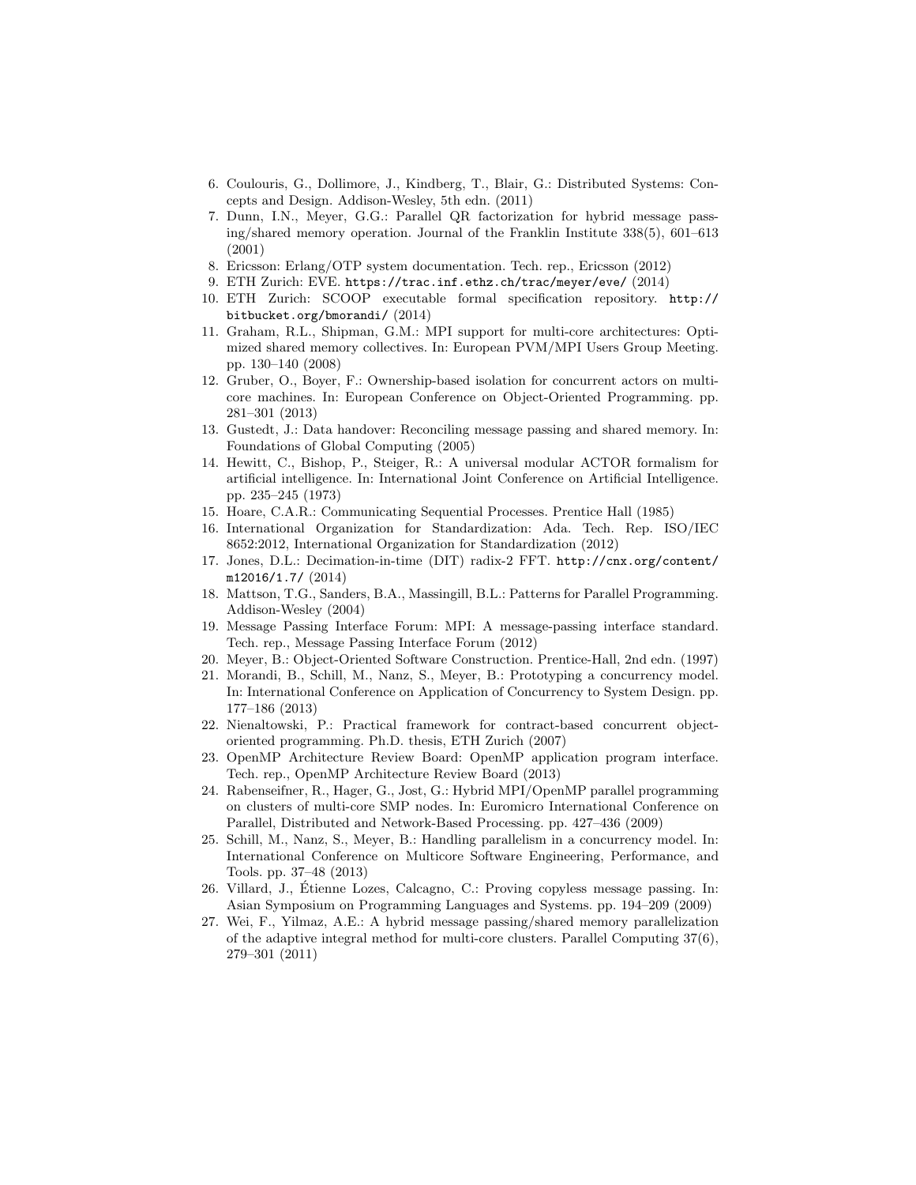6. Coulouris, G., Dollimore, J., Kindberg, T., Blair, G.: Distributed Systems: Concepts and Design. Addison-Wesley, 5th edn. (2011)
7. Dunn, I.N., Meyer, G.G.: Parallel QR factorization for hybrid message passing/shared memory operation. Journal of the Franklin Institute 338(5), 601–613 (2001)
8. Ericsson: Erlang/OTP system documentation. Tech. rep., Ericsson (2012)
9. ETH Zurich: EVE. `https://trac.inf.ethz.ch/trac/meyer/eve/` (2014)
10. ETH Zurich: SCOOP executable formal specification repository. `http://bitbucket.org/bmorandi/` (2014)
11. Graham, R.L., Shipman, G.M.: MPI support for multi-core architectures: Optimized shared memory collectives. In: European PVM/MPI Users Group Meeting. pp. 130–140 (2008)
12. Gruber, O., Boyer, F.: Ownership-based isolation for concurrent actors on multicore machines. In: European Conference on Object-Oriented Programming. pp. 281–301 (2013)
13. Gustedt, J.: Data handover: Reconciling message passing and shared memory. In: Foundations of Global Computing (2005)
14. Hewitt, C., Bishop, P., Steiger, R.: A universal modular ACTOR formalism for artificial intelligence. In: International Joint Conference on Artificial Intelligence. pp. 235–245 (1973)
15. Hoare, C.A.R.: Communicating Sequential Processes. Prentice Hall (1985)
16. International Organization for Standardization: Ada. Tech. Rep. ISO/IEC 8652:2012, International Organization for Standardization (2012)
17. Jones, D.L.: Decimation-in-time (DIT) radix-2 FFT. `http://cnx.org/content/m12016/1.7/` (2014)
18. Mattson, T.G., Sanders, B.A., Massingill, B.L.: Patterns for Parallel Programming. Addison-Wesley (2004)
19. Message Passing Interface Forum: MPI: A message-passing interface standard. Tech. rep., Message Passing Interface Forum (2012)
20. Meyer, B.: Object-Oriented Software Construction. Prentice-Hall, 2nd edn. (1997)
21. Morandi, B., Schill, M., Nanz, S., Meyer, B.: Prototyping a concurrency model. In: International Conference on Application of Concurrency to System Design. pp. 177–186 (2013)
22. Nienaltowski, P.: Practical framework for contract-based concurrent object-oriented programming. Ph.D. thesis, ETH Zurich (2007)
23. OpenMP Architecture Review Board: OpenMP application program interface. Tech. rep., OpenMP Architecture Review Board (2013)
24. Rabenseifner, R., Hager, G., Jost, G.: Hybrid MPI/OpenMP parallel programming on clusters of multi-core SMP nodes. In: Euromicro International Conference on Parallel, Distributed and Network-Based Processing. pp. 427–436 (2009)
25. Schill, M., Nanz, S., Meyer, B.: Handling parallelism in a concurrency model. In: International Conference on Multicore Software Engineering, Performance, and Tools. pp. 37–48 (2013)
26. Villard, J., Étienne Lozes, Calcagno, C.: Proving copyless message passing. In: Asian Symposium on Programming Languages and Systems. pp. 194–209 (2009)
27. Wei, F., Yilmaz, A.E.: A hybrid message passing/shared memory parallelization of the adaptive integral method for multi-core clusters. Parallel Computing 37(6), 279–301 (2011)